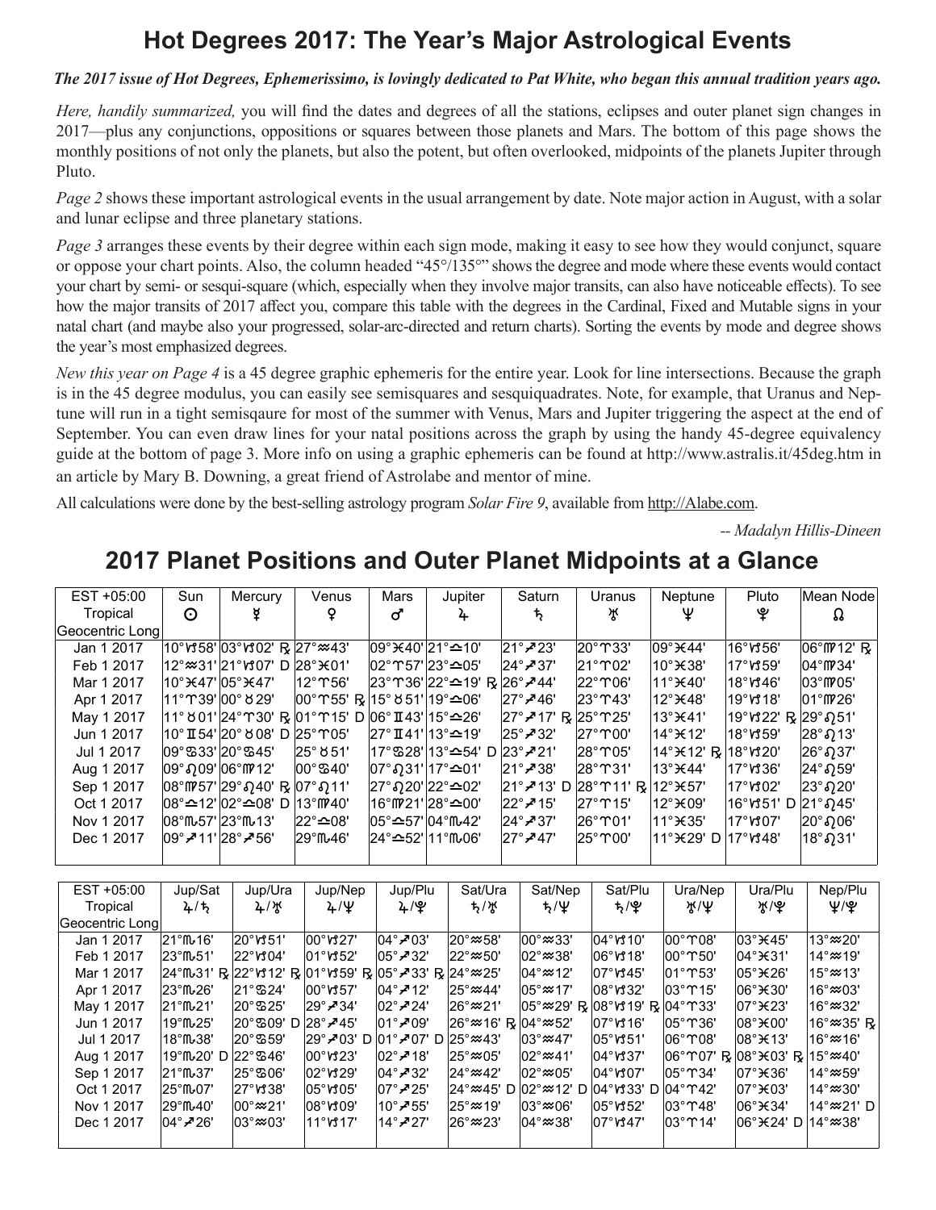# Hot Degrees 2017: The Year's Major Astrological Events

***The 2017 issue of Hot Degrees, Ephemerissimo, is lovingly dedicated to Pat White, who began this annual tradition years ago.***

*Here, handily summarized,* you will find the dates and degrees of all the stations, eclipses and outer planet sign changes in 2017—plus any conjunctions, oppositions or squares between those planets and Mars. The bottom of this page shows the monthly positions of not only the planets, but also the potent, but often overlooked, midpoints of the planets Jupiter through Pluto.

*Page 2* shows these important astrological events in the usual arrangement by date. Note major action in August, with a solar and lunar eclipse and three planetary stations.

*Page 3* arranges these events by their degree within each sign mode, making it easy to see how they would conjunct, square or oppose your chart points. Also, the column headed "45°/135°" shows the degree and mode where these events would contact your chart by semi- or sesqui-square (which, especially when they involve major transits, can also have noticeable effects). To see how the major transits of 2017 affect you, compare this table with the degrees in the Cardinal, Fixed and Mutable signs in your natal chart (and maybe also your progressed, solar-arc-directed and return charts). Sorting the events by mode and degree shows the year's most emphasized degrees.

*New this year on Page 4* is a 45 degree graphic ephemeris for the entire year. Look for line intersections. Because the graph is in the 45 degree modulus, you can easily see semisquares and sesquiquadrates. Note, for example, that Uranus and Neptune will run in a tight semisqaure for most of the summer with Venus, Mars and Jupiter triggering the aspect at the end of September. You can even draw lines for your natal positions across the graph by using the handy 45-degree equivalency guide at the bottom of page 3. More info on using a graphic ephemeris can be found at http://www.astralis.it/45deg.htm in an article by Mary B. Downing, a great friend of Astrolabe and mentor of mine.

All calculations were done by the best-selling astrology program *Solar Fire 9*, available from http://Alabe.com.

*-- Madalyn Hillis-Dineen*

## 2017 Planet Positions and Outer Planet Midpoints at a Glance

| EST +05:00 Tropical Geocentric Long | Sun ☉ | Mercury ☿ | Venus ♀ | Mars ♂ | Jupiter ♃ | Saturn ♄ | Uranus ♅ | Neptune ♆ | Pluto ♇ | Mean Node ☊ |
|---|---|---|---|---|---|---|---|---|---|---|
| Jan 1 2017 | 10°♑58' | 03°♑02' ℞ | 27°♒43' | 09°♓40' | 21°♎10' | 21°♐23' | 20°♈33' | 09°♓44' | 16°♑56' | 06°♍12' ℞ |
| Feb 1 2017 | 12°♒31' | 21°♑07' D | 28°♓01' | 02°♈57' | 23°♎05' | 24°♐37' | 21°♈02' | 10°♓38' | 17°♑59' | 04°♍34' |
| Mar 1 2017 | 10°♓47' | 05°♓47' | 12°♈56' | 23°♈36' | 22°♎19' ℞ | 26°♐44' | 22°♈06' | 11°♓40' | 18°♑46' | 03°♍05' |
| Apr 1 2017 | 11°♈39' | 00°♉29' | 00°♈55' ℞ | 15°♉51' | 19°♎06' | 27°♐46' | 23°♈43' | 12°♓48' | 19°♑18' | 01°♍26' |
| May 1 2017 | 11°♉01' | 24°♈30' ℞ | 01°♈15' D | 06°♊43' | 15°♎26' | 27°♐17' ℞ | 25°♈25' | 13°♓41' | 19°♑22' ℞ | 29°♌51' |
| Jun 1 2017 | 10°♊54' | 20°♉08' D | 25°♈05' | 27°♊41' | 13°♎19' | 25°♐32' | 27°♈00' | 14°♓12' | 18°♑59' | 28°♌13' |
| Jul 1 2017 | 09°♋33' | 20°♋45' | 25°♉51' | 17°♋28' | 13°♎54' D | 23°♐21' | 28°♈05' | 14°♓12' ℞ | 18°♑20' | 26°♌37' |
| Aug 1 2017 | 09°♌09' | 06°♍12' | 00°♋40' | 07°♌31' | 17°♎01' | 21°♐38' | 28°♈31' | 13°♓44' | 17°♑36' | 24°♌59' |
| Sep 1 2017 | 08°♍57' | 29°♌40' ℞ | 07°♌11' | 27°♌20' | 22°♎02' | 21°♐13' D | 28°♈11' ℞ | 12°♓57' | 17°♑02' | 23°♌20' |
| Oct 1 2017 | 08°♎12' | 02°♎08' D | 13°♍40' | 16°♍21' | 28°♎00' | 22°♐15' | 27°♈15' | 12°♓09' | 16°♑51' D | 21°♌45' |
| Nov 1 2017 | 08°♏57' | 23°♏13' | 22°♎08' | 05°♎57' | 04°♏42' | 24°♐37' | 26°♈01' | 11°♓35' | 17°♑07' | 20°♌06' |
| Dec 1 2017 | 09°♐11' | 28°♐56' | 29°♏46' | 24°♎52' | 11°♏06' | 27°♐47' | 25°♈00' | 11°♓29' D | 17°♑48' | 18°♌31' |

| EST +05:00 Tropical Geocentric Long | Jup/Sat ♃/♄ | Jup/Ura ♃/♅ | Jup/Nep ♃/♆ | Jup/Plu ♃/♇ | Sat/Ura ♄/♅ | Sat/Nep ♄/♆ | Sat/Plu ♄/♇ | Ura/Nep ♅/♆ | Ura/Plu ♅/♇ | Nep/Plu ♆/♇ |
|---|---|---|---|---|---|---|---|---|---|---|
| Jan 1 2017 | 21°♏16' | 20°♑51' | 00°♑27' | 04°♐03' | 20°♒58' | 00°♒33' | 04°♑10' | 00°♈08' | 03°♓45' | 13°♒20' |
| Feb 1 2017 | 23°♏51' | 22°♑04' | 01°♑52' | 05°♐32' | 22°♒50' | 02°♒38' | 06°♑18' | 00°♈50' | 04°♓31' | 14°♒19' |
| Mar 1 2017 | 24°♏31' ℞ | 22°♑12' ℞ | 01°♑59' ℞ | 05°♐33' ℞ | 24°♒25' | 04°♒12' | 07°♑45' | 01°♈53' | 05°♓26' | 15°♒13' |
| Apr 1 2017 | 23°♏26' | 21°♋24' | 00°♑57' | 04°♐12' | 25°♒44' | 05°♒17' | 08°♑32' | 03°♈15' | 06°♓30' | 16°♒03' |
| May 1 2017 | 21°♏21' | 20°♋25' | 29°♐34' | 02°♐24' | 26°♒21' | 05°♒29' ℞ | 08°♑19' ℞ | 04°♈33' | 07°♓23' | 16°♒32' |
| Jun 1 2017 | 19°♏25' | 20°♋09' D | 28°♐45' | 01°♐09' | 26°♒16' ℞ | 04°♒52' | 07°♑16' | 05°♈36' | 08°♓00' | 16°♒35' ℞ |
| Jul 1 2017 | 18°♏38' | 20°♋59' | 29°♐03' D | 01°♐07' D | 25°♒43' | 03°♒47' | 05°♑51' | 06°♈08' | 08°♓13' | 16°♒16' |
| Aug 1 2017 | 19°♏20' D | 22°♋46' | 00°♑23' | 02°♐18' | 25°♒05' | 02°♒41' | 04°♑37' | 06°♈07' ℞ | 08°♓03' ℞ | 15°♒40' |
| Sep 1 2017 | 21°♏37' | 25°♋06' | 02°♑29' | 04°♐32' | 24°♒42' | 02°♒05' | 04°♑07' | 05°♈34' | 07°♓36' | 14°♒59' |
| Oct 1 2017 | 25°♏07' | 27°♑38' | 05°♑05' | 07°♐25' | 24°♒45' D | 02°♒12' D | 04°♑33' D | 04°♈42' | 07°♓03' | 14°♒30' |
| Nov 1 2017 | 29°♏40' | 00°♒21' | 08°♑09' | 10°♐55' | 25°♒19' | 03°♒06' | 05°♑52' | 03°♈48' | 06°♓34' | 14°♒21' D |
| Dec 1 2017 | 04°♐26' | 03°♒03' | 11°♑17' | 14°♐27' | 26°♒23' | 04°♒38' | 07°♑47' | 03°♈14' | 06°♓24' D | 14°♒38' |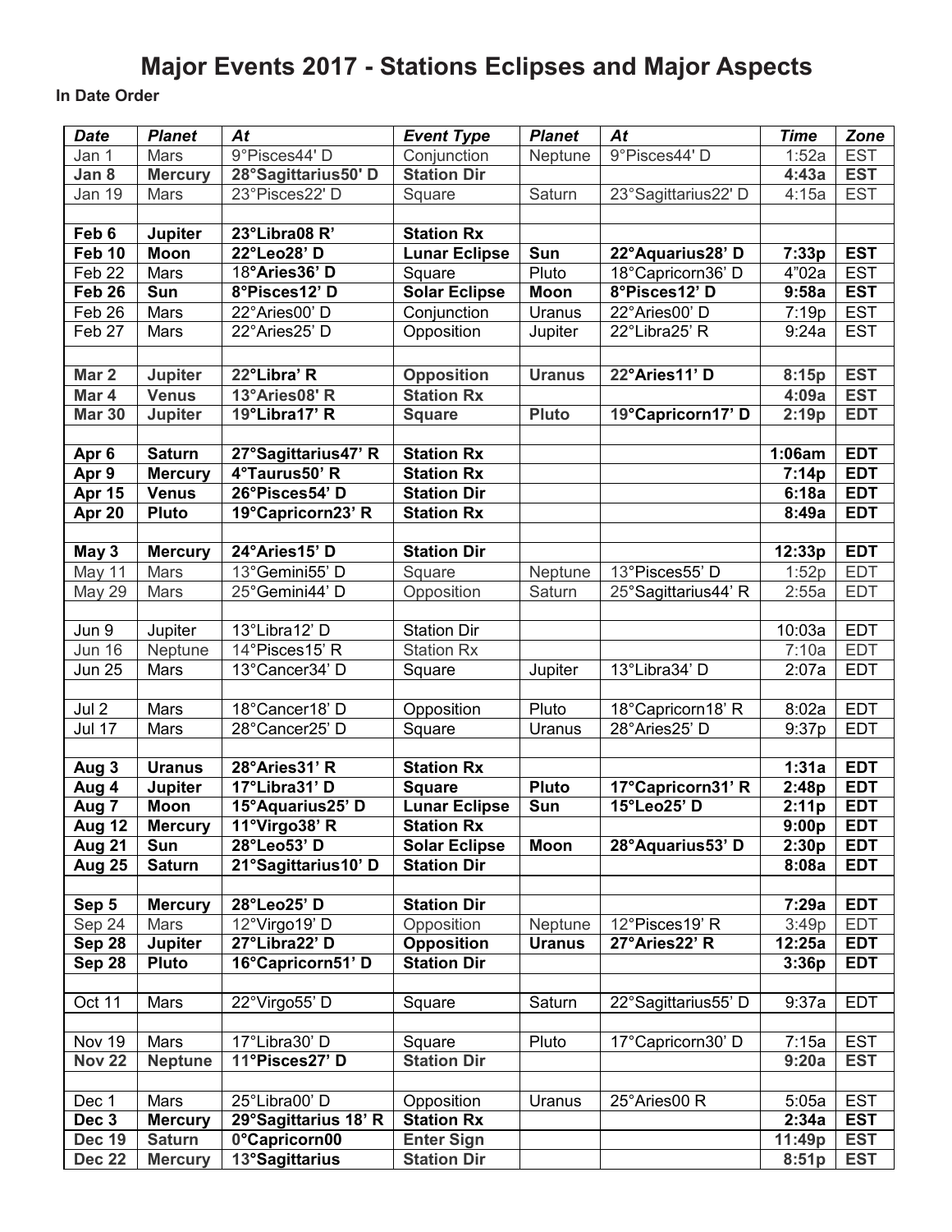# Major Events 2017 - Stations Eclipses and Major Aspects

**In Date Order**

| *Date* | *Planet* | *At* | *Event Type* | *Planet* | *At* | *Time* | *Zone* |
|---|---|---|---|---|---|---|---|
| Jan 1 | Mars | 9°Pisces44' D | Conjunction | Neptune | 9°Pisces44' D | 1:52a | EST |
| **Jan 8** | **Mercury** | **28°Sagittarius50' D** | **Station Dir** | | | **4:43a** | **EST** |
| Jan 19 | Mars | 23°Pisces22' D | Square | Saturn | 23°Sagittarius22' D | 4:15a | EST |
| | | | | | | | |
| **Feb 6** | **Jupiter** | **23°Libra08 R'** | **Station Rx** | | | | |
| **Feb 10** | **Moon** | **22°Leo28' D** | **Lunar Eclipse** | **Sun** | **22°Aquarius28' D** | **7:33p** | **EST** |
| Feb 22 | Mars | 18°**Aries36' D** | Square | Pluto | 18°Capricorn36' D | 4"02a | EST |
| **Feb 26** | **Sun** | **8°Pisces12' D** | **Solar Eclipse** | **Moon** | **8°Pisces12' D** | **9:58a** | **EST** |
| Feb 26 | Mars | 22°Aries00' D | Conjunction | Uranus | 22°Aries00' D | 7:19p | EST |
| Feb 27 | Mars | 22°Aries25' D | Opposition | Jupiter | 22°Libra25' R | 9:24a | EST |
| | | | | | | | |
| **Mar 2** | **Jupiter** | **22°Libra' R** | **Opposition** | **Uranus** | **22°Aries11' D** | **8:15p** | **EST** |
| **Mar 4** | **Venus** | **13°Aries08' R** | **Station Rx** | | | **4:09a** | **EST** |
| **Mar 30** | **Jupiter** | **19°Libra17' R** | **Square** | **Pluto** | **19°Capricorn17' D** | **2:19p** | **EDT** |
| | | | | | | | |
| **Apr 6** | **Saturn** | **27°Sagittarius47' R** | **Station Rx** | | | **1:06am** | **EDT** |
| **Apr 9** | **Mercury** | **4°Taurus50' R** | **Station Rx** | | | **7:14p** | **EDT** |
| **Apr 15** | **Venus** | **26°Pisces54' D** | **Station Dir** | | | **6:18a** | **EDT** |
| **Apr 20** | **Pluto** | **19°Capricorn23' R** | **Station Rx** | | | **8:49a** | **EDT** |
| | | | | | | | |
| **May 3** | **Mercury** | **24°Aries15' D** | **Station Dir** | | | **12:33p** | **EDT** |
| May 11 | Mars | 13°Gemini55' D | Square | Neptune | 13°Pisces55' D | 1:52p | EDT |
| May 29 | Mars | 25°Gemini44' D | Opposition | Saturn | 25°Sagittarius44' R | 2:55a | EDT |
| | | | | | | | |
| Jun 9 | Jupiter | 13°Libra12' D | Station Dir | | | 10:03a | EDT |
| Jun 16 | Neptune | 14°Pisces15' R | Station Rx | | | 7:10a | EDT |
| Jun 25 | Mars | 13°Cancer34' D | Square | Jupiter | 13°Libra34' D | 2:07a | EDT |
| | | | | | | | |
| Jul 2 | Mars | 18°Cancer18' D | Opposition | Pluto | 18°Capricorn18' R | 8:02a | EDT |
| Jul 17 | Mars | 28°Cancer25' D | Square | Uranus | 28°Aries25' D | 9:37p | EDT |
| | | | | | | | |
| **Aug 3** | **Uranus** | **28°Aries31' R** | **Station Rx** | | | **1:31a** | **EDT** |
| **Aug 4** | **Jupiter** | **17°Libra31' D** | **Square** | **Pluto** | **17°Capricorn31' R** | **2:48p** | **EDT** |
| **Aug 7** | **Moon** | **15°Aquarius25' D** | **Lunar Eclipse** | **Sun** | **15°Leo25' D** | **2:11p** | **EDT** |
| **Aug 12** | **Mercury** | **11°Virgo38' R** | **Station Rx** | | | **9:00p** | **EDT** |
| **Aug 21** | **Sun** | **28°Leo53' D** | **Solar Eclipse** | **Moon** | **28°Aquarius53' D** | **2:30p** | **EDT** |
| **Aug 25** | **Saturn** | **21°Sagittarius10' D** | **Station Dir** | | | **8:08a** | **EDT** |
| | | | | | | | |
| **Sep 5** | **Mercury** | **28°Leo25' D** | **Station Dir** | | | **7:29a** | **EDT** |
| Sep 24 | Mars | 12°Virgo19' D | Opposition | Neptune | 12°Pisces19' R | 3:49p | EDT |
| **Sep 28** | **Jupiter** | **27°Libra22' D** | **Opposition** | **Uranus** | **27°Aries22' R** | **12:25a** | **EDT** |
| **Sep 28** | **Pluto** | **16°Capricorn51' D** | **Station Dir** | | | **3:36p** | **EDT** |
| | | | | | | | |
| Oct 11 | Mars | 22°Virgo55' D | Square | Saturn | 22°Sagittarius55' D | 9:37a | EDT |
| | | | | | | | |
| Nov 19 | Mars | 17°Libra30' D | Square | Pluto | 17°Capricorn30' D | 7:15a | EST |
| **Nov 22** | **Neptune** | **11°Pisces27' D** | **Station Dir** | | | **9:20a** | **EST** |
| | | | | | | | |
| Dec 1 | Mars | 25°Libra00' D | Opposition | Uranus | 25°Aries00 R | 5:05a | EST |
| **Dec 3** | **Mercury** | **29°Sagittarius 18' R** | **Station Rx** | | | **2:34a** | **EST** |
| **Dec 19** | **Saturn** | **0°Capricorn00** | **Enter Sign** | | | **11:49p** | **EST** |
| **Dec 22** | **Mercury** | **13°Sagittarius** | **Station Dir** | | | **8:51p** | **EST** |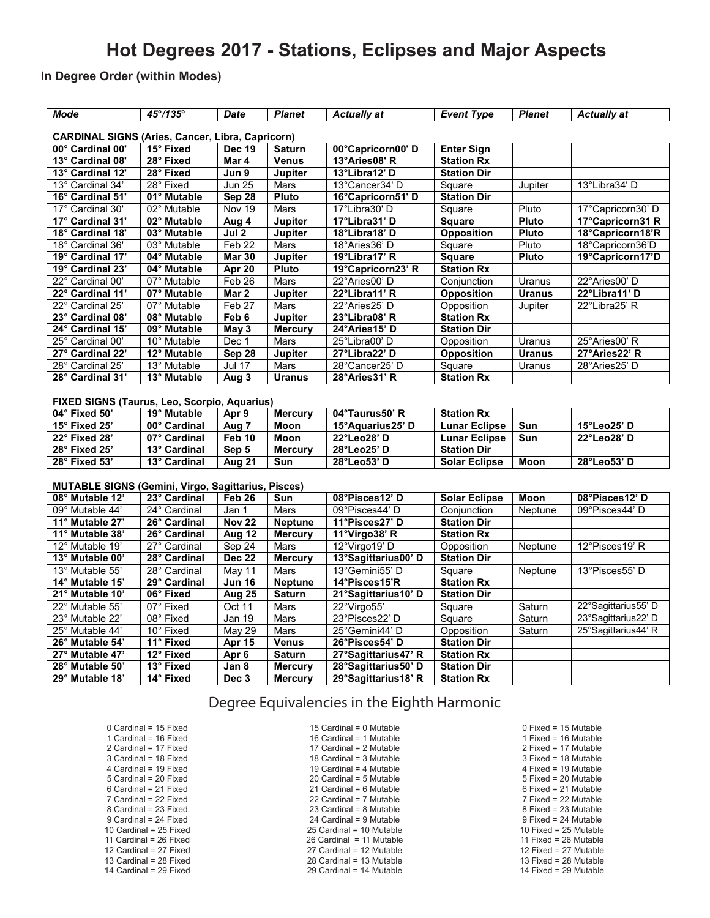# Hot Degrees 2017 - Stations, Eclipses and Major Aspects

**In Degree Order (within Modes)**

| *Mode* | *45°/135°* | *Date* | *Planet* | *Actually at* | *Event Type* | *Planet* | *Actually at* |
|---|---|---|---|---|---|---|---|
| **CARDINAL SIGNS (Aries, Cancer, Libra, Capricorn)** | | | | | | | |
| **00° Cardinal 00'** | **15° Fixed** | **Dec 19** | **Saturn** | **00°Capricorn00' D** | **Enter Sign** | | |
| **13° Cardinal 08'** | **28° Fixed** | **Mar 4** | **Venus** | **13°Aries08' R** | **Station Rx** | | |
| **13° Cardinal 12'** | **28° Fixed** | **Jun 9** | **Jupiter** | **13°Libra12' D** | **Station Dir** | | |
| 13° Cardinal 34' | 28° Fixed | Jun 25 | Mars | 13°Cancer34' D | Square | Jupiter | 13°Libra34' D |
| **16° Cardinal 51'** | **01° Mutable** | **Sep 28** | **Pluto** | **16°Capricorn51' D** | **Station Dir** | | |
| 17° Cardinal 30' | 02° Mutable | Nov 19 | Mars | 17°Libra30' D | Square | Pluto | 17°Capricorn30' D |
| **17° Cardinal 31'** | **02° Mutable** | **Aug 4** | **Jupiter** | **17°Libra31' D** | **Square** | **Pluto** | **17°Capricorn31 R** |
| **18° Cardinal 18'** | **03° Mutable** | **Jul 2** | **Jupiter** | **18°Libra18' D** | **Opposition** | **Pluto** | **18°Capricorn18'R** |
| 18° Cardinal 36' | 03° Mutable | Feb 22 | Mars | 18°Aries36' D | Square | Pluto | 18°Capricorn36'D |
| **19° Cardinal 17'** | **04° Mutable** | **Mar 30** | **Jupiter** | **19°Libra17' R** | **Square** | **Pluto** | **19°Capricorn17'D** |
| **19° Cardinal 23'** | **04° Mutable** | **Apr 20** | **Pluto** | **19°Capricorn23' R** | **Station Rx** | | |
| 22° Cardinal 00' | 07° Mutable | Feb 26 | Mars | 22°Aries00' D | Conjunction | Uranus | 22°Aries00' D |
| **22° Cardinal 11'** | **07° Mutable** | **Mar 2** | **Jupiter** | **22°Libra11' R** | **Opposition** | **Uranus** | **22°Libra11' D** |
| 22° Cardinal 25' | 07° Mutable | Feb 27 | Mars | 22°Aries25' D | Opposition | Jupiter | 22°Libra25' R |
| **23° Cardinal 08'** | **08° Mutable** | **Feb 6** | **Jupiter** | **23°Libra08' R** | **Station Rx** | | |
| **24° Cardinal 15'** | **09° Mutable** | **May 3** | **Mercury** | **24°Aries15' D** | **Station Dir** | | |
| 25° Cardinal 00' | 10° Mutable | Dec 1 | Mars | 25°Libra00' D | Opposition | Uranus | 25°Aries00' R |
| **27° Cardinal 22'** | **12° Mutable** | **Sep 28** | **Jupiter** | **27°Libra22' D** | **Opposition** | **Uranus** | **27°Aries22' R** |
| 28° Cardinal 25' | 13° Mutable | Jul 17 | Mars | 28°Cancer25' D | Square | Uranus | 28°Aries25' D |
| **28° Cardinal 31'** | **13° Mutable** | **Aug 3** | **Uranus** | **28°Aries31' R** | **Station Rx** | | |
| **FIXED SIGNS (Taurus, Leo, Scorpio, Aquarius)** | | | | | | | |
| **04° Fixed 50'** | **19° Mutable** | **Apr 9** | **Mercury** | **04°Taurus50' R** | **Station Rx** | | |
| **15° Fixed 25'** | **00° Cardinal** | **Aug 7** | **Moon** | **15°Aquarius25' D** | **Lunar Eclipse** | **Sun** | **15°Leo25' D** |
| **22° Fixed 28'** | **07° Cardinal** | **Feb 10** | **Moon** | **22°Leo28' D** | **Lunar Eclipse** | **Sun** | **22°Leo28' D** |
| **28° Fixed 25'** | **13° Cardinal** | **Sep 5** | **Mercury** | **28°Leo25' D** | **Station Dir** | | |
| **28° Fixed 53'** | **13° Cardinal** | **Aug 21** | **Sun** | **28°Leo53' D** | **Solar Eclipse** | **Moon** | **28°Leo53' D** |
| **MUTABLE SIGNS (Gemini, Virgo, Sagittarius, Pisces)** | | | | | | | |
| **08° Mutable 12'** | **23° Cardinal** | **Feb 26** | **Sun** | **08°Pisces12' D** | **Solar Eclipse** | **Moon** | **08°Pisces12' D** |
| 09° Mutable 44' | 24° Cardinal | Jan 1 | Mars | 09°Pisces44' D | Conjunction | Neptune | 09°Pisces44' D |
| **11° Mutable 27'** | **26° Cardinal** | **Nov 22** | **Neptune** | **11°Pisces27' D** | **Station Dir** | | |
| **11° Mutable 38'** | **26° Cardinal** | **Aug 12** | **Mercury** | **11°Virgo38' R** | **Station Rx** | | |
| 12° Mutable 19' | 27° Cardinal | Sep 24 | Mars | 12°Virgo19' D | Opposition | Neptune | 12°Pisces19' R |
| **13° Mutable 00'** | **28° Cardinal** | **Dec 22** | **Mercury** | **13°Sagittarius00' D** | **Station Dir** | | |
| 13° Mutable 55' | 28° Cardinal | May 11 | Mars | 13°Gemini55' D | Square | Neptune | 13°Pisces55' D |
| **14° Mutable 15'** | **29° Cardinal** | **Jun 16** | **Neptune** | **14°Pisces15'R** | **Station Rx** | | |
| **21° Mutable 10'** | **06° Fixed** | **Aug 25** | **Saturn** | **21°Sagittarius10' D** | **Station Dir** | | |
| 22° Mutable 55' | 07° Fixed | Oct 11 | Mars | 22°Virgo55' | Square | Saturn | 22°Sagittarius55' D |
| 23° Mutable 22' | 08° Fixed | Jan 19 | Mars | 23°Pisces22' D | Square | Saturn | 23°Sagittarius22' D |
| 25° Mutable 44' | 10° Fixed | May 29 | Mars | 25°Gemini44' D | Opposition | Saturn | 25°Sagittarius44' R |
| **26° Mutable 54'** | **11° Fixed** | **Apr 15** | **Venus** | **26°Pisces54' D** | **Station Dir** | | |
| **27° Mutable 47'** | **12° Fixed** | **Apr 6** | **Saturn** | **27°Sagittarius47' R** | **Station Rx** | | |
| **28° Mutable 50'** | **13° Fixed** | **Jan 8** | **Mercury** | **28°Sagittarius50' D** | **Station Dir** | | |
| **29° Mutable 18'** | **14° Fixed** | **Dec 3** | **Mercury** | **29°Sagittarius18' R** | **Station Rx** | | |

## Degree Equivalencies in the Eighth Harmonic

0 Cardinal = 15 Fixed
1 Cardinal = 16 Fixed
2 Cardinal = 17 Fixed
3 Cardinal = 18 Fixed
4 Cardinal = 19 Fixed
5 Cardinal = 20 Fixed
6 Cardinal = 21 Fixed
7 Cardinal = 22 Fixed
8 Cardinal = 23 Fixed
9 Cardinal = 24 Fixed
10 Cardinal = 25 Fixed
11 Cardinal = 26 Fixed
12 Cardinal = 27 Fixed
13 Cardinal = 28 Fixed
14 Cardinal = 29 Fixed

15 Cardinal = 0 Mutable
16 Cardinal = 1 Mutable
17 Cardinal = 2 Mutable
18 Cardinal = 3 Mutable
19 Cardinal = 4 Mutable
20 Cardinal = 5 Mutable
21 Cardinal = 6 Mutable
22 Cardinal = 7 Mutable
23 Cardinal = 8 Mutable
24 Cardinal = 9 Mutable
25 Cardinal = 10 Mutable
26 Cardinal = 11 Mutable
27 Cardinal = 12 Mutable
28 Cardinal = 13 Mutable
29 Cardinal = 14 Mutable

0 Fixed = 15 Mutable
1 Fixed = 16 Mutable
2 Fixed = 17 Mutable
3 Fixed = 18 Mutable
4 Fixed = 19 Mutable
5 Fixed = 20 Mutable
6 Fixed = 21 Mutable
7 Fixed = 22 Mutable
8 Fixed = 23 Mutable
9 Fixed = 24 Mutable
10 Fixed = 25 Mutable
11 Fixed = 26 Mutable
12 Fixed = 27 Mutable
13 Fixed = 28 Mutable
14 Fixed = 29 Mutable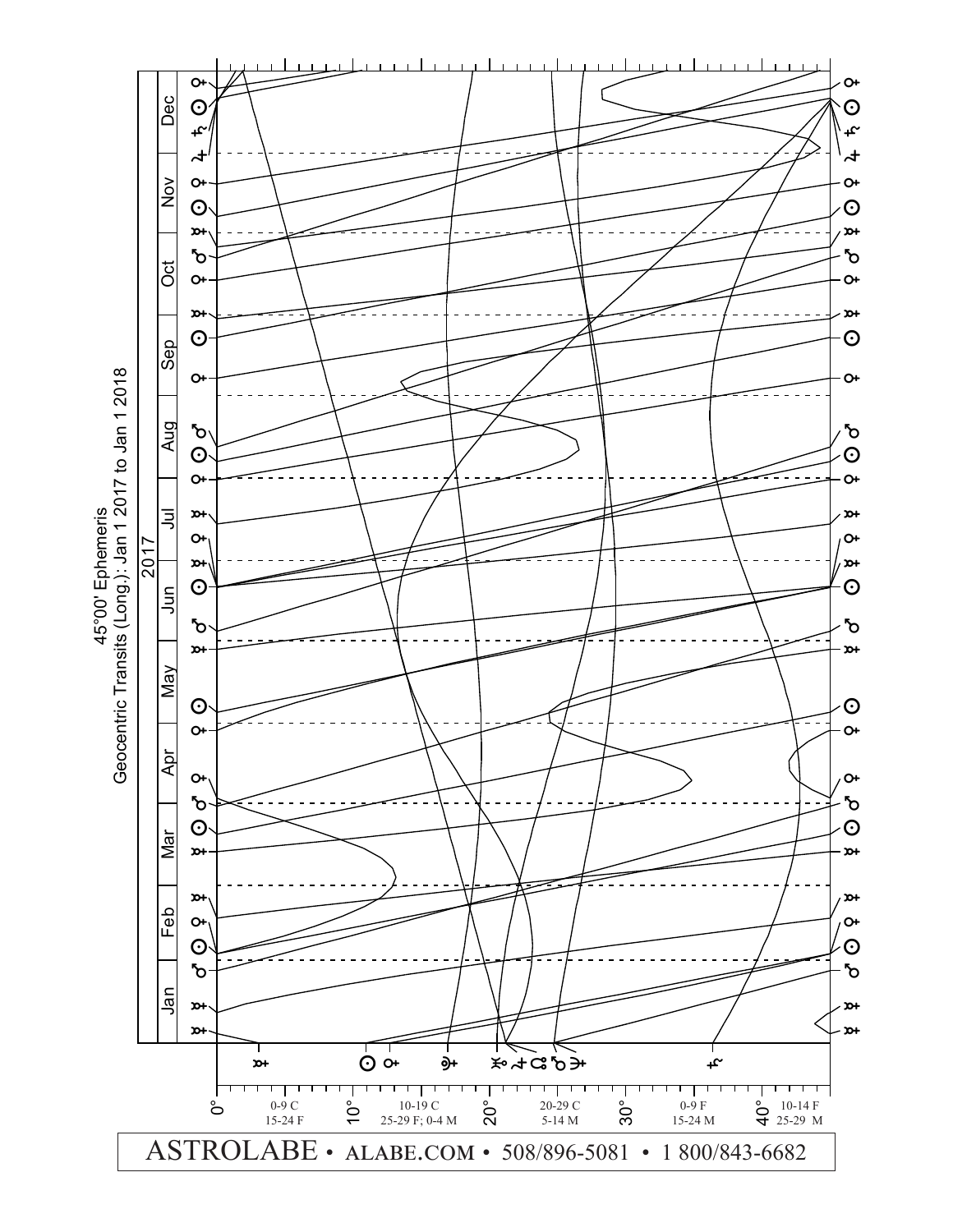45°00' Ephemeris

Geocentric Transits (Long.): Jan 1 2017 to Jan 1 2018

2017

Jan Feb Mar Apr May Jun Jul Aug Sep Oct Nov Dec

☿ ☉ ♀ ♇ ♅ ♃ ☊ ♂ ♆ ♄

0° 0-9 C 15-24 F

10° 10-19 C 25-29 F; 0-4 M

20° 20-29 C 5-14 M

30° 0-9 F 15-24 M

40° 10-14 F 25-29 M

ASTROLABE • ALABE.COM • 508/896-5081 • 1 800/843-6682